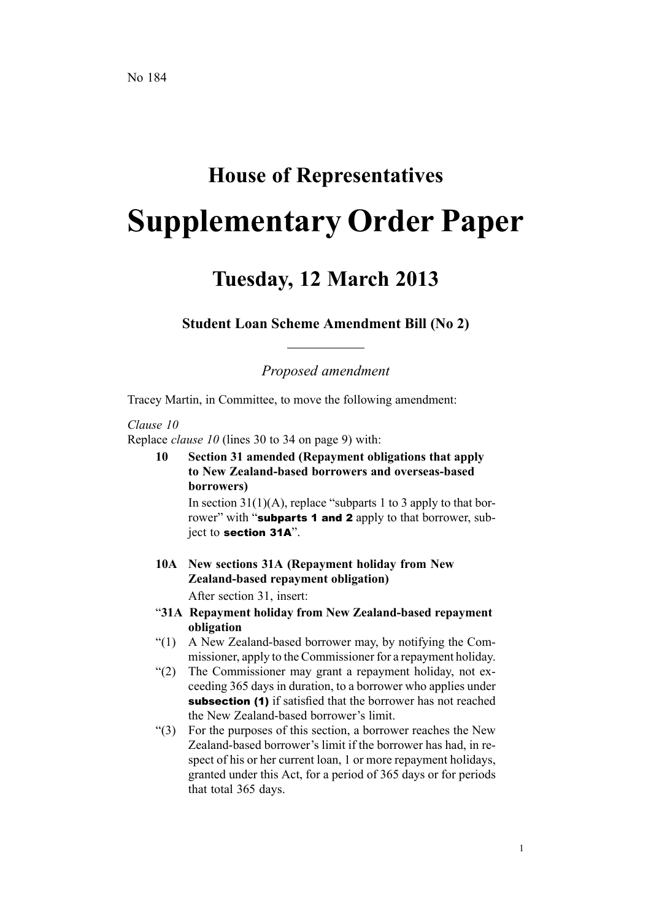No 184

# House of Representatives

# Supplementary Order Paper

## Tuesday, 12 March 2013

### Student Loan Scheme Amendment Bill (No 2)

*Proposed amendment*

Tracey Martin, in Committee, to move the following amendment:

*Clause 10*

Replace *clause 10* (lines 30 to 34 on page 9) with:

**10 Section 31 amended (Repayment obligations that apply to New Zealand-based borrowers and overseas-based borrowers)**

In section 31(1)(A), replace "subparts 1 to 3 apply to that borrower" with "**subparts 1 and 2** apply to that borrower, subject to **section 31A**".

**10A New sections 31A (Repayment holiday from New Zealand-based repayment obligation)**

After section 31, insert:

"**31A Repayment holiday from New Zealand-based repayment obligation**

"(1) A New Zealand-based borrower may, by notifying the Commissioner, apply to the Commissioner for a repayment holiday.

"(2) The Commissioner may grant a repayment holiday, not exceeding 365 days in duration, to a borrower who applies under **subsection (1)** if satisfied that the borrower has not reached the New Zealand-based borrower's limit.

"(3) For the purposes of this section, a borrower reaches the New Zealand-based borrower's limit if the borrower has had, in respect of his or her current loan, 1 or more repayment holidays, granted under this Act, for a period of 365 days or for periods that total 365 days.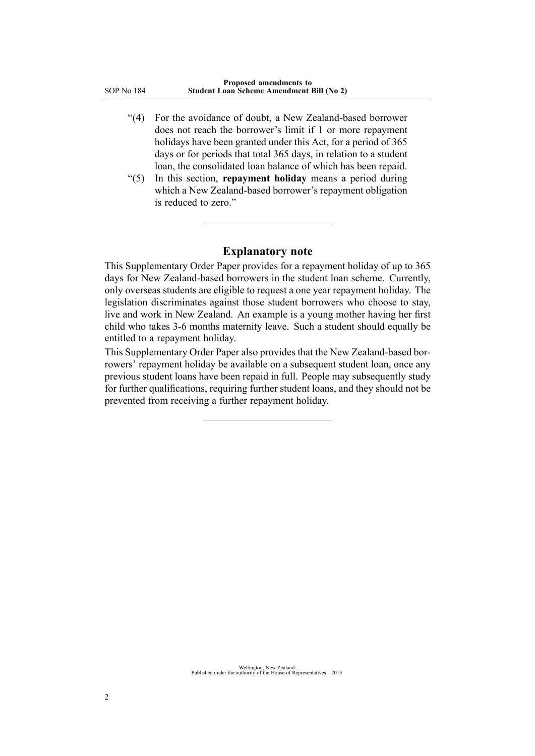"(4) For the avoidance of doubt, a New Zealand-based borrower does not reach the borrower's limit if 1 or more repayment holidays have been granted under this Act, for a period of 365 days or for periods that total 365 days, in relation to a student loan, the consolidated loan balance of which has been repaid.

"(5) In this section, **repayment holiday** means a period during which a New Zealand-based borrower's repayment obligation is reduced to zero."

---

## Explanatory note

This Supplementary Order Paper provides for a repayment holiday of up to 365 days for New Zealand-based borrowers in the student loan scheme. Currently, only overseas students are eligible to request a one year repayment holiday. The legislation discriminates against those student borrowers who choose to stay, live and work in New Zealand. An example is a young mother having her first child who takes 3-6 months maternity leave. Such a student should equally be entitled to a repayment holiday.

This Supplementary Order Paper also provides that the New Zealand-based borrowers' repayment holiday be available on a subsequent student loan, once any previous student loans have been repaid in full. People may subsequently study for further qualifications, requiring further student loans, and they should not be prevented from receiving a further repayment holiday.

---

Wellington, New Zealand:
Published under the authority of the House of Representatives—2013